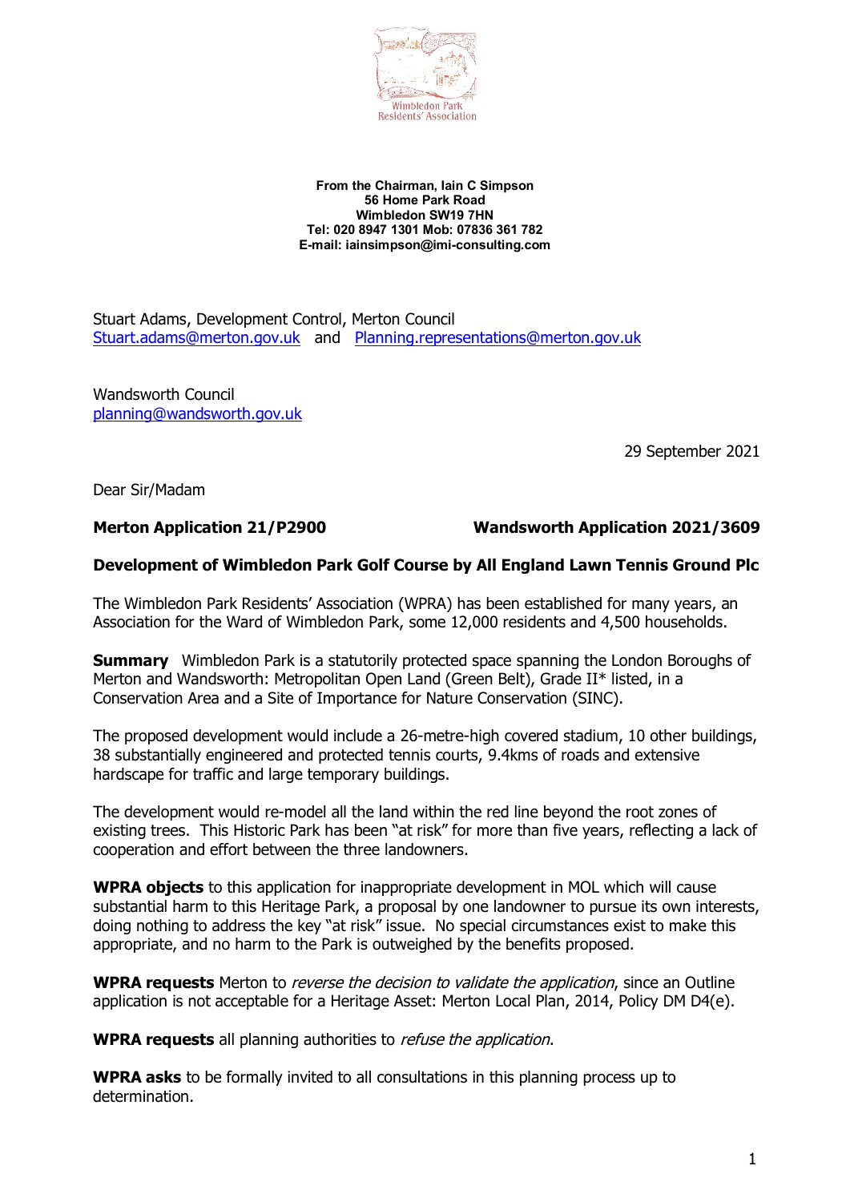Wimbledon Park Residents' Association

**From the Chairman, Iain C Simpson**
**56 Home Park Road**
**Wimbledon SW19 7HN**
**Tel: 020 8947 1301 Mob: 07836 361 782**
**E-mail: iainsimpson@imi-consulting.com**

Stuart Adams, Development Control, Merton Council
Stuart.adams@merton.gov.uk and Planning.representations@merton.gov.uk

Wandsworth Council
planning@wandsworth.gov.uk

29 September 2021

Dear Sir/Madam

**Merton Application 21/P2900** **Wandsworth Application 2021/3609**

**Development of Wimbledon Park Golf Course by All England Lawn Tennis Ground Plc**

The Wimbledon Park Residents' Association (WPRA) has been established for many years, an Association for the Ward of Wimbledon Park, some 12,000 residents and 4,500 households.

**Summary** Wimbledon Park is a statutorily protected space spanning the London Boroughs of Merton and Wandsworth: Metropolitan Open Land (Green Belt), Grade II* listed, in a Conservation Area and a Site of Importance for Nature Conservation (SINC).

The proposed development would include a 26-metre-high covered stadium, 10 other buildings, 38 substantially engineered and protected tennis courts, 9.4kms of roads and extensive hardscape for traffic and large temporary buildings.

The development would re-model all the land within the red line beyond the root zones of existing trees. This Historic Park has been "at risk" for more than five years, reflecting a lack of cooperation and effort between the three landowners.

**WPRA objects** to this application for inappropriate development in MOL which will cause substantial harm to this Heritage Park, a proposal by one landowner to pursue its own interests, doing nothing to address the key "at risk" issue. No special circumstances exist to make this appropriate, and no harm to the Park is outweighed by the benefits proposed.

**WPRA requests** Merton to *reverse the decision to validate the application*, since an Outline application is not acceptable for a Heritage Asset: Merton Local Plan, 2014, Policy DM D4(e).

**WPRA requests** all planning authorities to *refuse the application*.

**WPRA asks** to be formally invited to all consultations in this planning process up to determination.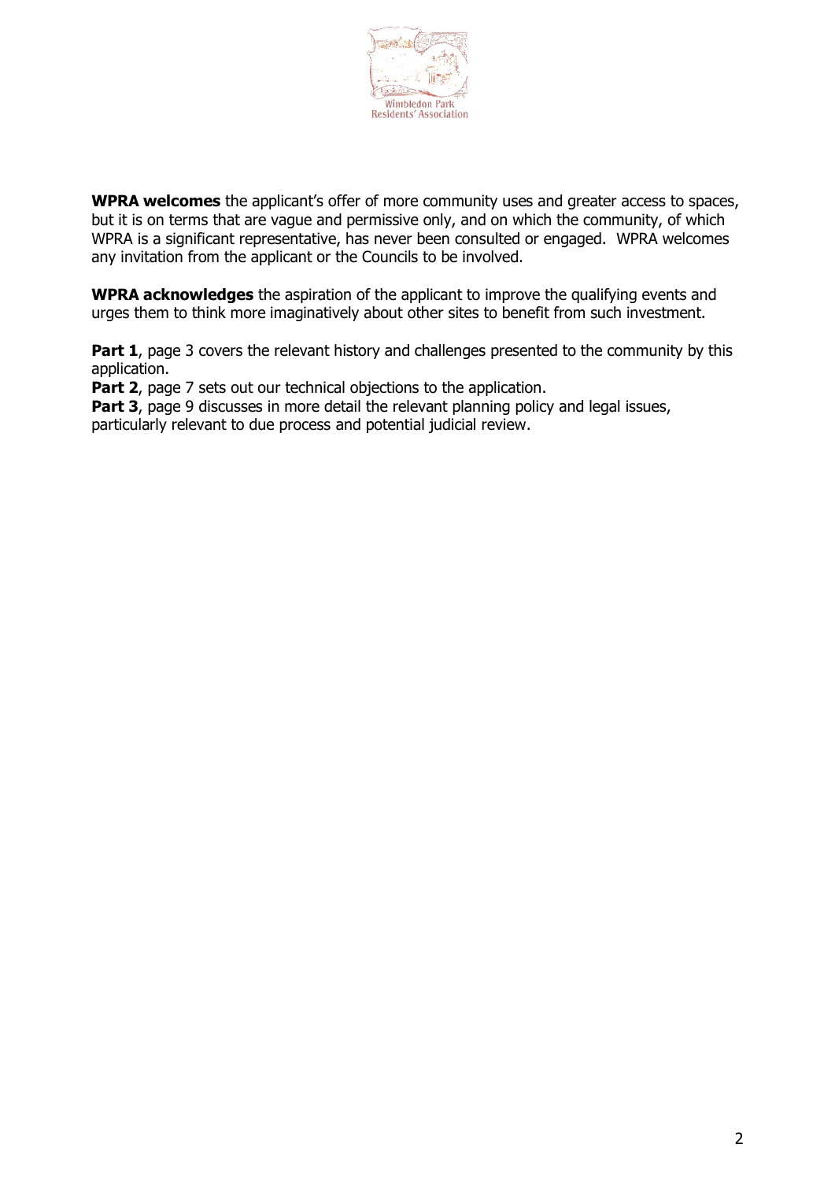**WPRA welcomes** the applicant's offer of more community uses and greater access to spaces, but it is on terms that are vague and permissive only, and on which the community, of which WPRA is a significant representative, has never been consulted or engaged. WPRA welcomes any invitation from the applicant or the Councils to be involved.

**WPRA acknowledges** the aspiration of the applicant to improve the qualifying events and urges them to think more imaginatively about other sites to benefit from such investment.

**Part 1**, page 3 covers the relevant history and challenges presented to the community by this application.
**Part 2**, page 7 sets out our technical objections to the application.
**Part 3**, page 9 discusses in more detail the relevant planning policy and legal issues, particularly relevant to due process and potential judicial review.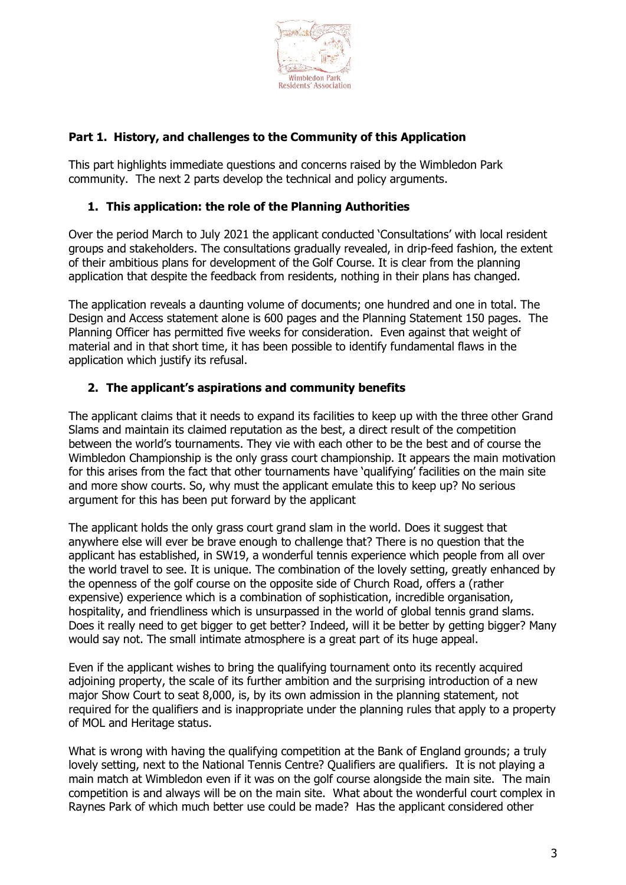## Part 1. History, and challenges to the Community of this Application

This part highlights immediate questions and concerns raised by the Wimbledon Park community. The next 2 parts develop the technical and policy arguments.

### 1. This application: the role of the Planning Authorities

Over the period March to July 2021 the applicant conducted 'Consultations' with local resident groups and stakeholders. The consultations gradually revealed, in drip-feed fashion, the extent of their ambitious plans for development of the Golf Course. It is clear from the planning application that despite the feedback from residents, nothing in their plans has changed.

The application reveals a daunting volume of documents; one hundred and one in total. The Design and Access statement alone is 600 pages and the Planning Statement 150 pages. The Planning Officer has permitted five weeks for consideration. Even against that weight of material and in that short time, it has been possible to identify fundamental flaws in the application which justify its refusal.

### 2. The applicant's aspirations and community benefits

The applicant claims that it needs to expand its facilities to keep up with the three other Grand Slams and maintain its claimed reputation as the best, a direct result of the competition between the world's tournaments. They vie with each other to be the best and of course the Wimbledon Championship is the only grass court championship. It appears the main motivation for this arises from the fact that other tournaments have 'qualifying' facilities on the main site and more show courts. So, why must the applicant emulate this to keep up? No serious argument for this has been put forward by the applicant

The applicant holds the only grass court grand slam in the world. Does it suggest that anywhere else will ever be brave enough to challenge that? There is no question that the applicant has established, in SW19, a wonderful tennis experience which people from all over the world travel to see. It is unique. The combination of the lovely setting, greatly enhanced by the openness of the golf course on the opposite side of Church Road, offers a (rather expensive) experience which is a combination of sophistication, incredible organisation, hospitality, and friendliness which is unsurpassed in the world of global tennis grand slams. Does it really need to get bigger to get better? Indeed, will it be better by getting bigger? Many would say not. The small intimate atmosphere is a great part of its huge appeal.

Even if the applicant wishes to bring the qualifying tournament onto its recently acquired adjoining property, the scale of its further ambition and the surprising introduction of a new major Show Court to seat 8,000, is, by its own admission in the planning statement, not required for the qualifiers and is inappropriate under the planning rules that apply to a property of MOL and Heritage status.

What is wrong with having the qualifying competition at the Bank of England grounds; a truly lovely setting, next to the National Tennis Centre? Qualifiers are qualifiers. It is not playing a main match at Wimbledon even if it was on the golf course alongside the main site. The main competition is and always will be on the main site. What about the wonderful court complex in Raynes Park of which much better use could be made? Has the applicant considered other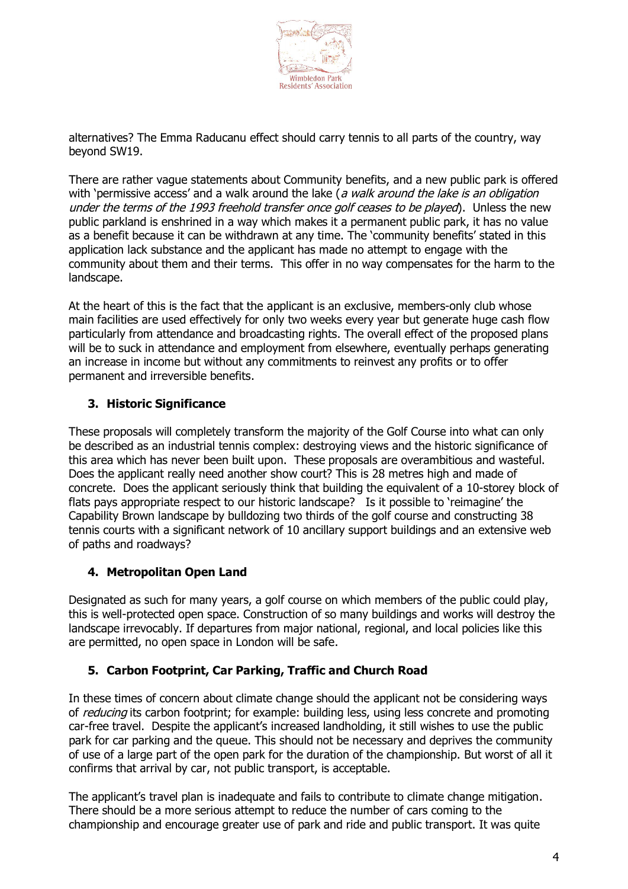alternatives? The Emma Raducanu effect should carry tennis to all parts of the country, way beyond SW19.

There are rather vague statements about Community benefits, and a new public park is offered with 'permissive access' and a walk around the lake (*a walk around the lake is an obligation under the terms of the 1993 freehold transfer once golf ceases to be played*). Unless the new public parkland is enshrined in a way which makes it a permanent public park, it has no value as a benefit because it can be withdrawn at any time. The 'community benefits' stated in this application lack substance and the applicant has made no attempt to engage with the community about them and their terms. This offer in no way compensates for the harm to the landscape.

At the heart of this is the fact that the applicant is an exclusive, members-only club whose main facilities are used effectively for only two weeks every year but generate huge cash flow particularly from attendance and broadcasting rights. The overall effect of the proposed plans will be to suck in attendance and employment from elsewhere, eventually perhaps generating an increase in income but without any commitments to reinvest any profits or to offer permanent and irreversible benefits.

### 3. Historic Significance

These proposals will completely transform the majority of the Golf Course into what can only be described as an industrial tennis complex: destroying views and the historic significance of this area which has never been built upon. These proposals are overambitious and wasteful. Does the applicant really need another show court? This is 28 metres high and made of concrete. Does the applicant seriously think that building the equivalent of a 10-storey block of flats pays appropriate respect to our historic landscape? Is it possible to 'reimagine' the Capability Brown landscape by bulldozing two thirds of the golf course and constructing 38 tennis courts with a significant network of 10 ancillary support buildings and an extensive web of paths and roadways?

### 4. Metropolitan Open Land

Designated as such for many years, a golf course on which members of the public could play, this is well-protected open space. Construction of so many buildings and works will destroy the landscape irrevocably. If departures from major national, regional, and local policies like this are permitted, no open space in London will be safe.

### 5. Carbon Footprint, Car Parking, Traffic and Church Road

In these times of concern about climate change should the applicant not be considering ways of *reducing* its carbon footprint; for example: building less, using less concrete and promoting car-free travel. Despite the applicant's increased landholding, it still wishes to use the public park for car parking and the queue. This should not be necessary and deprives the community of use of a large part of the open park for the duration of the championship. But worst of all it confirms that arrival by car, not public transport, is acceptable.

The applicant's travel plan is inadequate and fails to contribute to climate change mitigation. There should be a more serious attempt to reduce the number of cars coming to the championship and encourage greater use of park and ride and public transport. It was quite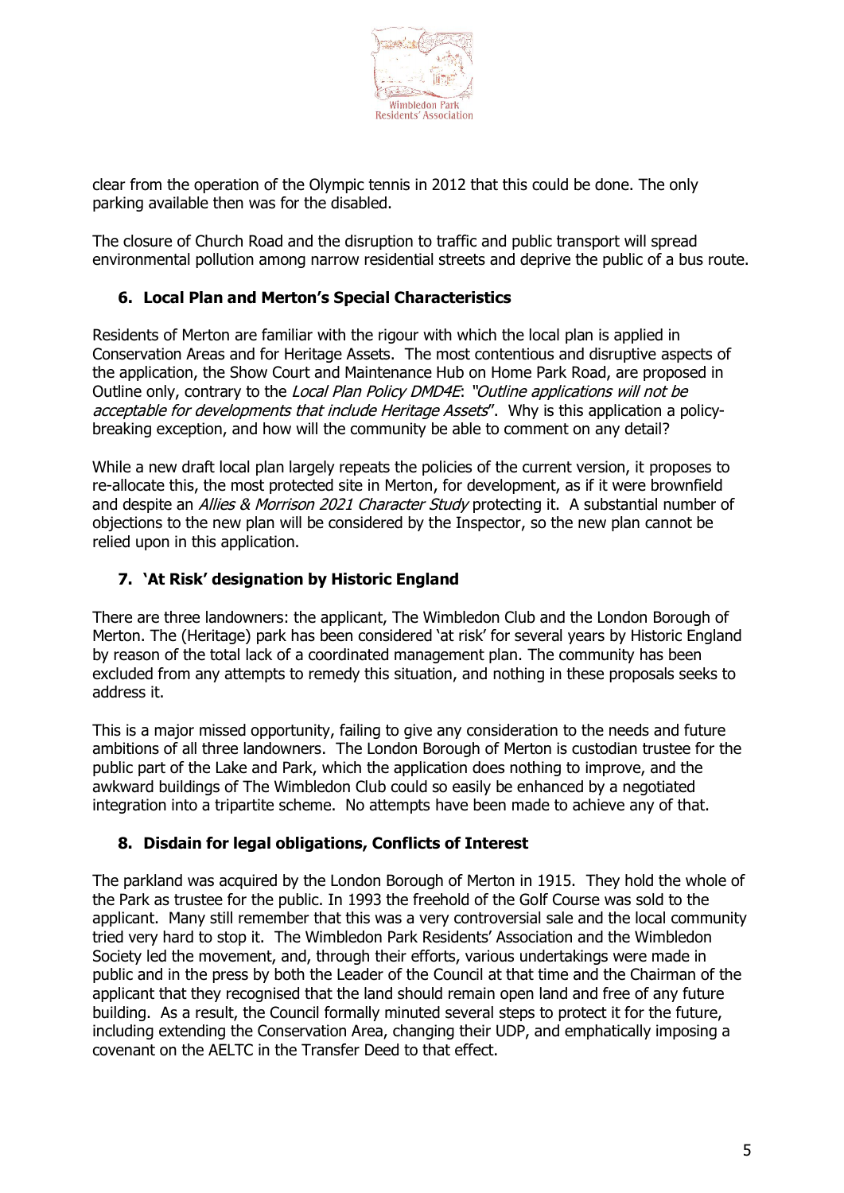clear from the operation of the Olympic tennis in 2012 that this could be done. The only parking available then was for the disabled.

The closure of Church Road and the disruption to traffic and public transport will spread environmental pollution among narrow residential streets and deprive the public of a bus route.

## 6. Local Plan and Merton's Special Characteristics

Residents of Merton are familiar with the rigour with which the local plan is applied in Conservation Areas and for Heritage Assets. The most contentious and disruptive aspects of the application, the Show Court and Maintenance Hub on Home Park Road, are proposed in Outline only, contrary to the *Local Plan Policy DMD4E*: *"Outline applications will not be acceptable for developments that include Heritage Assets*". Why is this application a policy-breaking exception, and how will the community be able to comment on any detail?

While a new draft local plan largely repeats the policies of the current version, it proposes to re-allocate this, the most protected site in Merton, for development, as if it were brownfield and despite an *Allies & Morrison 2021 Character Study* protecting it. A substantial number of objections to the new plan will be considered by the Inspector, so the new plan cannot be relied upon in this application.

## 7. 'At Risk' designation by Historic England

There are three landowners: the applicant, The Wimbledon Club and the London Borough of Merton. The (Heritage) park has been considered 'at risk' for several years by Historic England by reason of the total lack of a coordinated management plan. The community has been excluded from any attempts to remedy this situation, and nothing in these proposals seeks to address it.

This is a major missed opportunity, failing to give any consideration to the needs and future ambitions of all three landowners. The London Borough of Merton is custodian trustee for the public part of the Lake and Park, which the application does nothing to improve, and the awkward buildings of The Wimbledon Club could so easily be enhanced by a negotiated integration into a tripartite scheme. No attempts have been made to achieve any of that.

## 8. Disdain for legal obligations, Conflicts of Interest

The parkland was acquired by the London Borough of Merton in 1915. They hold the whole of the Park as trustee for the public. In 1993 the freehold of the Golf Course was sold to the applicant. Many still remember that this was a very controversial sale and the local community tried very hard to stop it. The Wimbledon Park Residents' Association and the Wimbledon Society led the movement, and, through their efforts, various undertakings were made in public and in the press by both the Leader of the Council at that time and the Chairman of the applicant that they recognised that the land should remain open land and free of any future building. As a result, the Council formally minuted several steps to protect it for the future, including extending the Conservation Area, changing their UDP, and emphatically imposing a covenant on the AELTC in the Transfer Deed to that effect.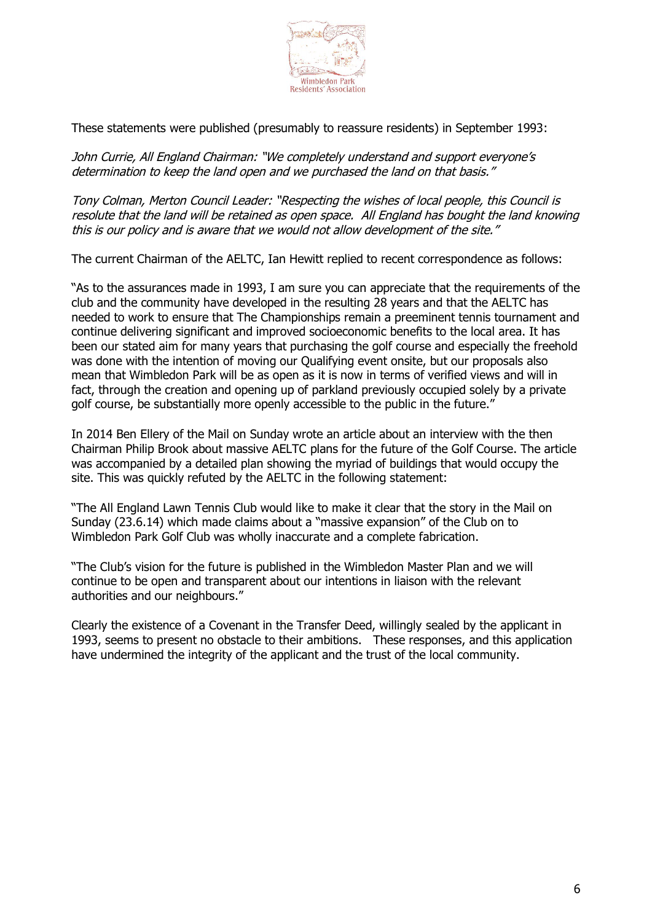These statements were published (presumably to reassure residents) in September 1993:

*John Currie, All England Chairman: "We completely understand and support everyone's determination to keep the land open and we purchased the land on that basis."*

*Tony Colman, Merton Council Leader: "Respecting the wishes of local people, this Council is resolute that the land will be retained as open space. All England has bought the land knowing this is our policy and is aware that we would not allow development of the site."*

The current Chairman of the AELTC, Ian Hewitt replied to recent correspondence as follows:

"As to the assurances made in 1993, I am sure you can appreciate that the requirements of the club and the community have developed in the resulting 28 years and that the AELTC has needed to work to ensure that The Championships remain a preeminent tennis tournament and continue delivering significant and improved socioeconomic benefits to the local area. It has been our stated aim for many years that purchasing the golf course and especially the freehold was done with the intention of moving our Qualifying event onsite, but our proposals also mean that Wimbledon Park will be as open as it is now in terms of verified views and will in fact, through the creation and opening up of parkland previously occupied solely by a private golf course, be substantially more openly accessible to the public in the future."

In 2014 Ben Ellery of the Mail on Sunday wrote an article about an interview with the then Chairman Philip Brook about massive AELTC plans for the future of the Golf Course. The article was accompanied by a detailed plan showing the myriad of buildings that would occupy the site. This was quickly refuted by the AELTC in the following statement:

"The All England Lawn Tennis Club would like to make it clear that the story in the Mail on Sunday (23.6.14) which made claims about a "massive expansion" of the Club on to Wimbledon Park Golf Club was wholly inaccurate and a complete fabrication.

"The Club's vision for the future is published in the Wimbledon Master Plan and we will continue to be open and transparent about our intentions in liaison with the relevant authorities and our neighbours."

Clearly the existence of a Covenant in the Transfer Deed, willingly sealed by the applicant in 1993, seems to present no obstacle to their ambitions. These responses, and this application have undermined the integrity of the applicant and the trust of the local community.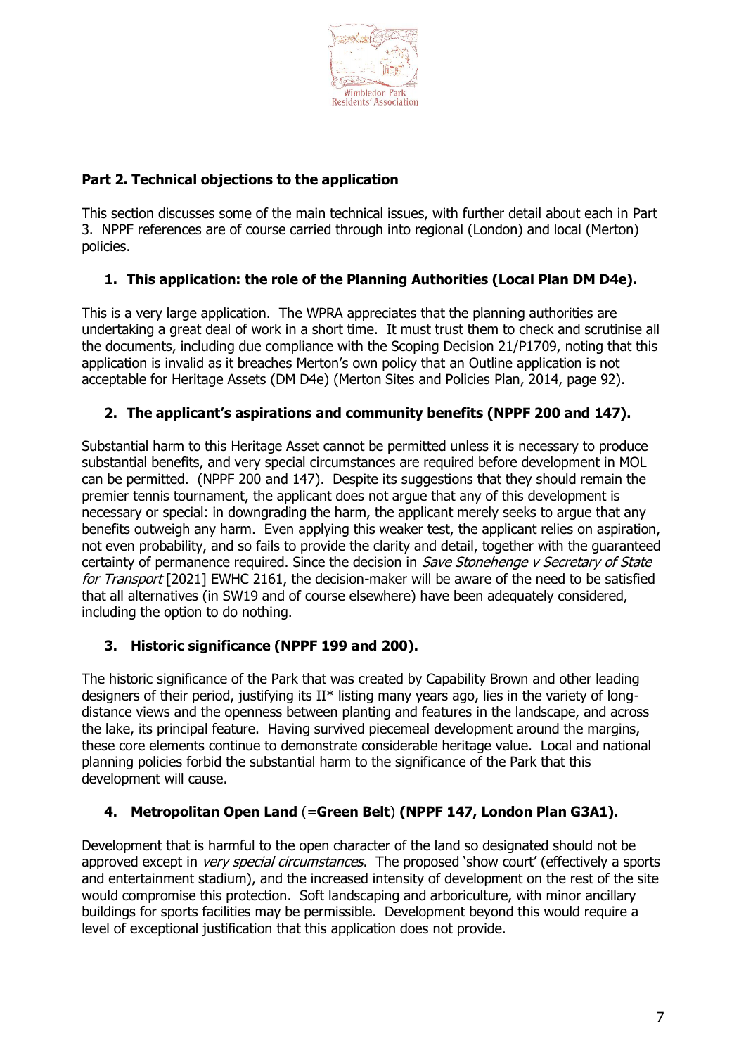## Part 2. Technical objections to the application

This section discusses some of the main technical issues, with further detail about each in Part 3. NPPF references are of course carried through into regional (London) and local (Merton) policies.

### 1. This application: the role of the Planning Authorities (Local Plan DM D4e).

This is a very large application. The WPRA appreciates that the planning authorities are undertaking a great deal of work in a short time. It must trust them to check and scrutinise all the documents, including due compliance with the Scoping Decision 21/P1709, noting that this application is invalid as it breaches Merton's own policy that an Outline application is not acceptable for Heritage Assets (DM D4e) (Merton Sites and Policies Plan, 2014, page 92).

### 2. The applicant's aspirations and community benefits (NPPF 200 and 147).

Substantial harm to this Heritage Asset cannot be permitted unless it is necessary to produce substantial benefits, and very special circumstances are required before development in MOL can be permitted. (NPPF 200 and 147). Despite its suggestions that they should remain the premier tennis tournament, the applicant does not argue that any of this development is necessary or special: in downgrading the harm, the applicant merely seeks to argue that any benefits outweigh any harm. Even applying this weaker test, the applicant relies on aspiration, not even probability, and so fails to provide the clarity and detail, together with the guaranteed certainty of permanence required. Since the decision in *Save Stonehenge v Secretary of State for Transport* [2021] EWHC 2161, the decision-maker will be aware of the need to be satisfied that all alternatives (in SW19 and of course elsewhere) have been adequately considered, including the option to do nothing.

### 3. Historic significance (NPPF 199 and 200).

The historic significance of the Park that was created by Capability Brown and other leading designers of their period, justifying its II* listing many years ago, lies in the variety of long-distance views and the openness between planting and features in the landscape, and across the lake, its principal feature. Having survived piecemeal development around the margins, these core elements continue to demonstrate considerable heritage value. Local and national planning policies forbid the substantial harm to the significance of the Park that this development will cause.

### 4. Metropolitan Open Land (=Green Belt) (NPPF 147, London Plan G3A1).

Development that is harmful to the open character of the land so designated should not be approved except in *very special circumstances*. The proposed 'show court' (effectively a sports and entertainment stadium), and the increased intensity of development on the rest of the site would compromise this protection. Soft landscaping and arboriculture, with minor ancillary buildings for sports facilities may be permissible. Development beyond this would require a level of exceptional justification that this application does not provide.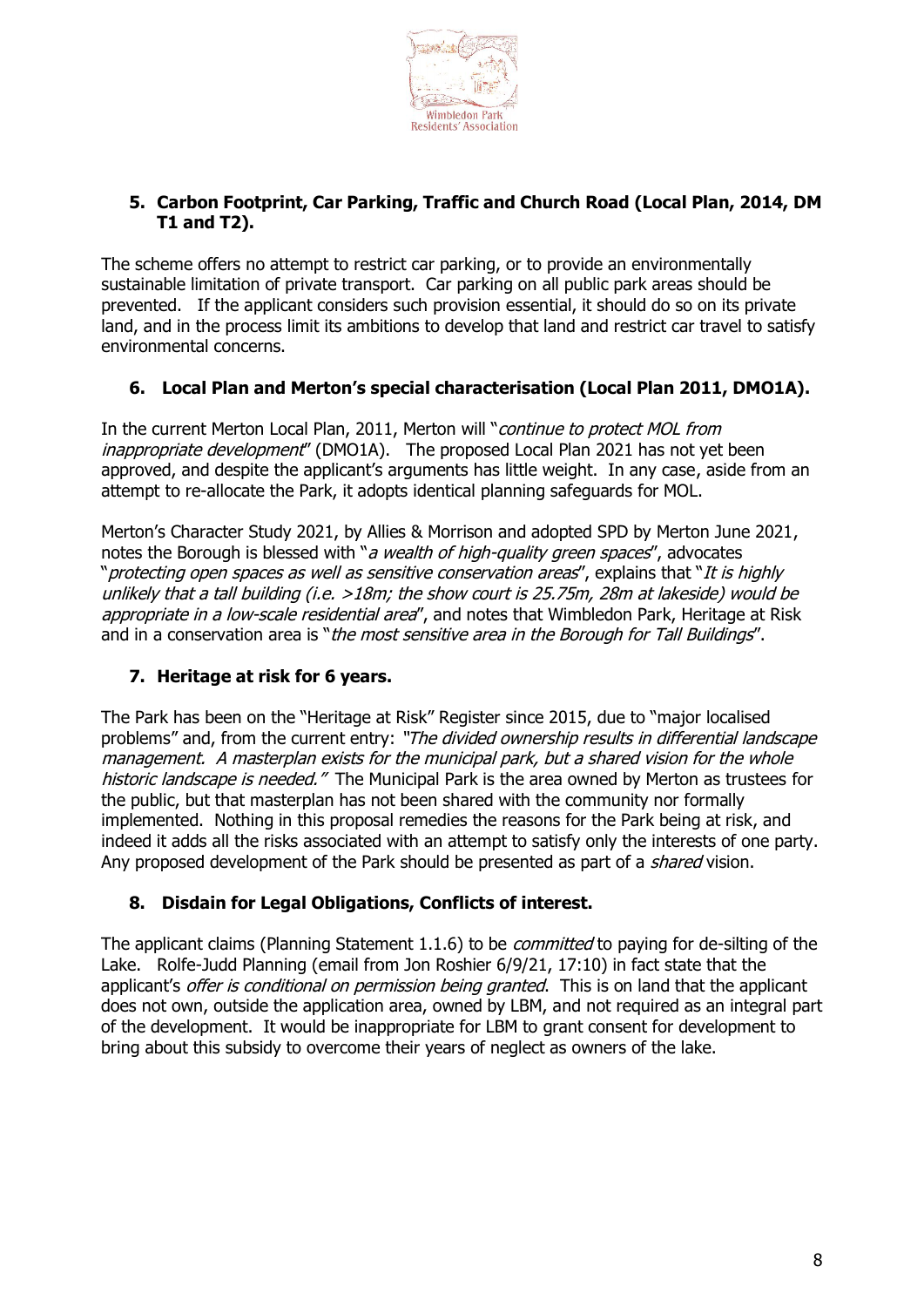## 5. Carbon Footprint, Car Parking, Traffic and Church Road (Local Plan, 2014, DM T1 and T2).

The scheme offers no attempt to restrict car parking, or to provide an environmentally sustainable limitation of private transport. Car parking on all public park areas should be prevented. If the applicant considers such provision essential, it should do so on its private land, and in the process limit its ambitions to develop that land and restrict car travel to satisfy environmental concerns.

## 6. Local Plan and Merton's special characterisation (Local Plan 2011, DMO1A).

In the current Merton Local Plan, 2011, Merton will "*continue to protect MOL from inappropriate development*" (DMO1A). The proposed Local Plan 2021 has not yet been approved, and despite the applicant's arguments has little weight. In any case, aside from an attempt to re-allocate the Park, it adopts identical planning safeguards for MOL.

Merton's Character Study 2021, by Allies & Morrison and adopted SPD by Merton June 2021, notes the Borough is blessed with "*a wealth of high-quality green spaces*", advocates "*protecting open spaces as well as sensitive conservation areas*", explains that "*It is highly unlikely that a tall building (i.e. >18m; the show court is 25.75m, 28m at lakeside) would be appropriate in a low-scale residential area*", and notes that Wimbledon Park, Heritage at Risk and in a conservation area is "*the most sensitive area in the Borough for Tall Buildings*".

## 7. Heritage at risk for 6 years.

The Park has been on the "Heritage at Risk" Register since 2015, due to "major localised problems" and, from the current entry: *"The divided ownership results in differential landscape management. A masterplan exists for the municipal park, but a shared vision for the whole historic landscape is needed."* The Municipal Park is the area owned by Merton as trustees for the public, but that masterplan has not been shared with the community nor formally implemented. Nothing in this proposal remedies the reasons for the Park being at risk, and indeed it adds all the risks associated with an attempt to satisfy only the interests of one party. Any proposed development of the Park should be presented as part of a *shared* vision.

## 8. Disdain for Legal Obligations, Conflicts of interest.

The applicant claims (Planning Statement 1.1.6) to be *committed* to paying for de-silting of the Lake. Rolfe-Judd Planning (email from Jon Roshier 6/9/21, 17:10) in fact state that the applicant's *offer is conditional on permission being granted*. This is on land that the applicant does not own, outside the application area, owned by LBM, and not required as an integral part of the development. It would be inappropriate for LBM to grant consent for development to bring about this subsidy to overcome their years of neglect as owners of the lake.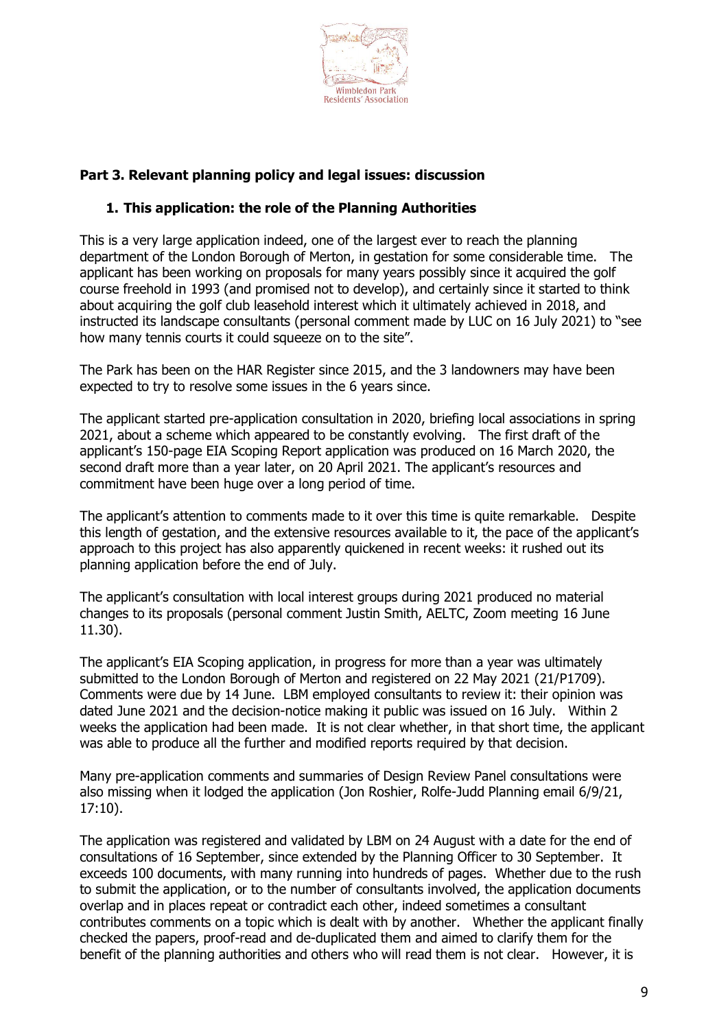## Part 3. Relevant planning policy and legal issues: discussion

### 1. This application: the role of the Planning Authorities

This is a very large application indeed, one of the largest ever to reach the planning department of the London Borough of Merton, in gestation for some considerable time. The applicant has been working on proposals for many years possibly since it acquired the golf course freehold in 1993 (and promised not to develop), and certainly since it started to think about acquiring the golf club leasehold interest which it ultimately achieved in 2018, and instructed its landscape consultants (personal comment made by LUC on 16 July 2021) to "see how many tennis courts it could squeeze on to the site".

The Park has been on the HAR Register since 2015, and the 3 landowners may have been expected to try to resolve some issues in the 6 years since.

The applicant started pre-application consultation in 2020, briefing local associations in spring 2021, about a scheme which appeared to be constantly evolving. The first draft of the applicant's 150-page EIA Scoping Report application was produced on 16 March 2020, the second draft more than a year later, on 20 April 2021. The applicant's resources and commitment have been huge over a long period of time.

The applicant's attention to comments made to it over this time is quite remarkable. Despite this length of gestation, and the extensive resources available to it, the pace of the applicant's approach to this project has also apparently quickened in recent weeks: it rushed out its planning application before the end of July.

The applicant's consultation with local interest groups during 2021 produced no material changes to its proposals (personal comment Justin Smith, AELTC, Zoom meeting 16 June 11.30).

The applicant's EIA Scoping application, in progress for more than a year was ultimately submitted to the London Borough of Merton and registered on 22 May 2021 (21/P1709). Comments were due by 14 June. LBM employed consultants to review it: their opinion was dated June 2021 and the decision-notice making it public was issued on 16 July. Within 2 weeks the application had been made. It is not clear whether, in that short time, the applicant was able to produce all the further and modified reports required by that decision.

Many pre-application comments and summaries of Design Review Panel consultations were also missing when it lodged the application (Jon Roshier, Rolfe-Judd Planning email 6/9/21, 17:10).

The application was registered and validated by LBM on 24 August with a date for the end of consultations of 16 September, since extended by the Planning Officer to 30 September. It exceeds 100 documents, with many running into hundreds of pages. Whether due to the rush to submit the application, or to the number of consultants involved, the application documents overlap and in places repeat or contradict each other, indeed sometimes a consultant contributes comments on a topic which is dealt with by another. Whether the applicant finally checked the papers, proof-read and de-duplicated them and aimed to clarify them for the benefit of the planning authorities and others who will read them is not clear. However, it is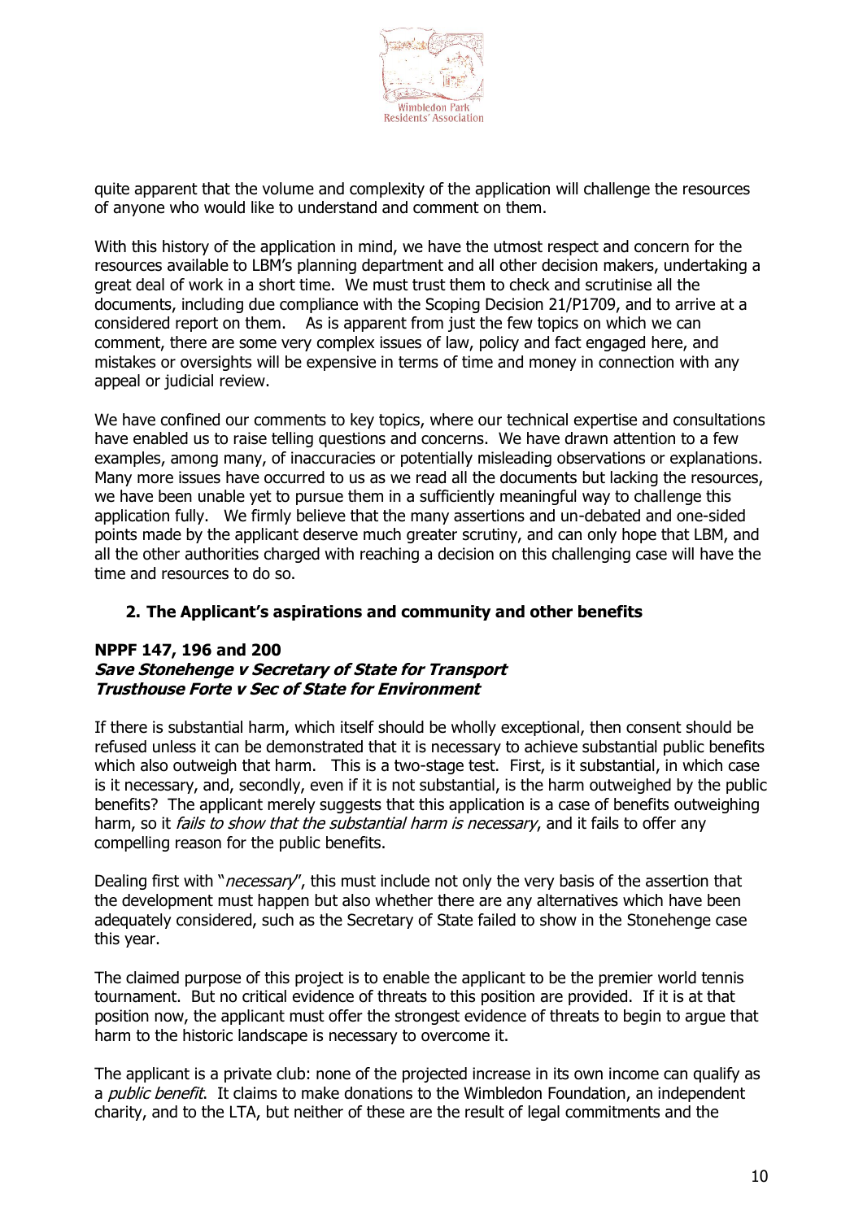quite apparent that the volume and complexity of the application will challenge the resources of anyone who would like to understand and comment on them.

With this history of the application in mind, we have the utmost respect and concern for the resources available to LBM's planning department and all other decision makers, undertaking a great deal of work in a short time. We must trust them to check and scrutinise all the documents, including due compliance with the Scoping Decision 21/P1709, and to arrive at a considered report on them. As is apparent from just the few topics on which we can comment, there are some very complex issues of law, policy and fact engaged here, and mistakes or oversights will be expensive in terms of time and money in connection with any appeal or judicial review.

We have confined our comments to key topics, where our technical expertise and consultations have enabled us to raise telling questions and concerns. We have drawn attention to a few examples, among many, of inaccuracies or potentially misleading observations or explanations. Many more issues have occurred to us as we read all the documents but lacking the resources, we have been unable yet to pursue them in a sufficiently meaningful way to challenge this application fully. We firmly believe that the many assertions and un-debated and one-sided points made by the applicant deserve much greater scrutiny, and can only hope that LBM, and all the other authorities charged with reaching a decision on this challenging case will have the time and resources to do so.

## 2. The Applicant's aspirations and community and other benefits

**NPPF 147, 196 and 200**
***Save Stonehenge v Secretary of State for Transport***
***Trusthouse Forte v Sec of State for Environment***

If there is substantial harm, which itself should be wholly exceptional, then consent should be refused unless it can be demonstrated that it is necessary to achieve substantial public benefits which also outweigh that harm. This is a two-stage test. First, is it substantial, in which case is it necessary, and, secondly, even if it is not substantial, is the harm outweighed by the public benefits? The applicant merely suggests that this application is a case of benefits outweighing harm, so it *fails to show that the substantial harm is necessary*, and it fails to offer any compelling reason for the public benefits.

Dealing first with "*necessary*", this must include not only the very basis of the assertion that the development must happen but also whether there are any alternatives which have been adequately considered, such as the Secretary of State failed to show in the Stonehenge case this year.

The claimed purpose of this project is to enable the applicant to be the premier world tennis tournament. But no critical evidence of threats to this position are provided. If it is at that position now, the applicant must offer the strongest evidence of threats to begin to argue that harm to the historic landscape is necessary to overcome it.

The applicant is a private club: none of the projected increase in its own income can qualify as a *public benefit*. It claims to make donations to the Wimbledon Foundation, an independent charity, and to the LTA, but neither of these are the result of legal commitments and the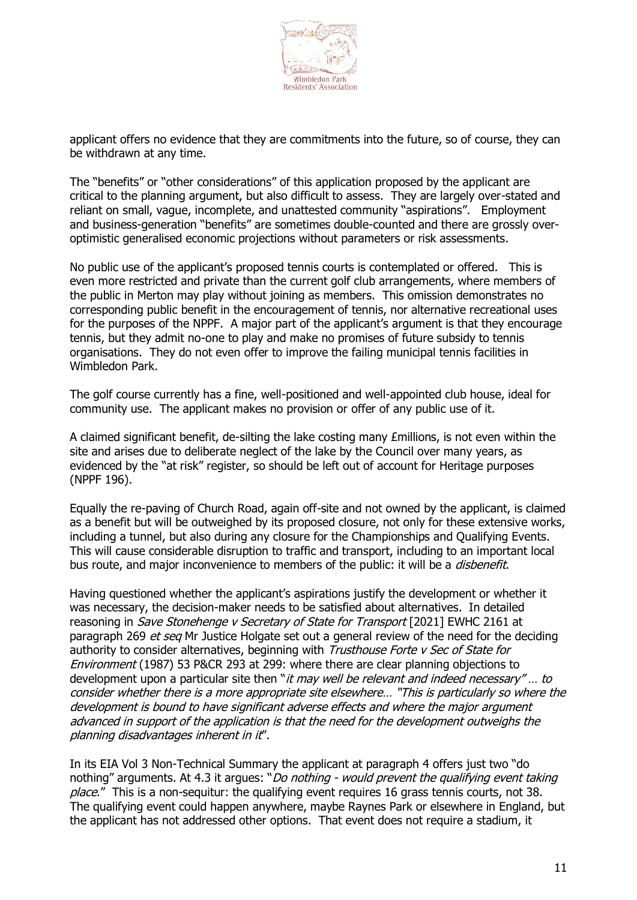applicant offers no evidence that they are commitments into the future, so of course, they can be withdrawn at any time.

The "benefits" or "other considerations" of this application proposed by the applicant are critical to the planning argument, but also difficult to assess. They are largely over-stated and reliant on small, vague, incomplete, and unattested community "aspirations". Employment and business-generation "benefits" are sometimes double-counted and there are grossly over-optimistic generalised economic projections without parameters or risk assessments.

No public use of the applicant's proposed tennis courts is contemplated or offered. This is even more restricted and private than the current golf club arrangements, where members of the public in Merton may play without joining as members. This omission demonstrates no corresponding public benefit in the encouragement of tennis, nor alternative recreational uses for the purposes of the NPPF. A major part of the applicant's argument is that they encourage tennis, but they admit no-one to play and make no promises of future subsidy to tennis organisations. They do not even offer to improve the failing municipal tennis facilities in Wimbledon Park.

The golf course currently has a fine, well-positioned and well-appointed club house, ideal for community use. The applicant makes no provision or offer of any public use of it.

A claimed significant benefit, de-silting the lake costing many £millions, is not even within the site and arises due to deliberate neglect of the lake by the Council over many years, as evidenced by the "at risk" register, so should be left out of account for Heritage purposes (NPPF 196).

Equally the re-paving of Church Road, again off-site and not owned by the applicant, is claimed as a benefit but will be outweighed by its proposed closure, not only for these extensive works, including a tunnel, but also during any closure for the Championships and Qualifying Events. This will cause considerable disruption to traffic and transport, including to an important local bus route, and major inconvenience to members of the public: it will be a *disbenefit*.

Having questioned whether the applicant's aspirations justify the development or whether it was necessary, the decision-maker needs to be satisfied about alternatives. In detailed reasoning in *Save Stonehenge v Secretary of State for Transport* [2021] EWHC 2161 at paragraph 269 *et seq* Mr Justice Holgate set out a general review of the need for the deciding authority to consider alternatives, beginning with *Trusthouse Forte v Sec of State for Environment* (1987) 53 P&CR 293 at 299: where there are clear planning objections to development upon a particular site then "*it may well be relevant and indeed necessary" … to consider whether there is a more appropriate site elsewhere… "This is particularly so where the development is bound to have significant adverse effects and where the major argument advanced in support of the application is that the need for the development outweighs the planning disadvantages inherent in it*".

In its EIA Vol 3 Non-Technical Summary the applicant at paragraph 4 offers just two "do nothing" arguments. At 4.3 it argues: "*Do nothing - would prevent the qualifying event taking place*." This is a non-sequitur: the qualifying event requires 16 grass tennis courts, not 38. The qualifying event could happen anywhere, maybe Raynes Park or elsewhere in England, but the applicant has not addressed other options. That event does not require a stadium, it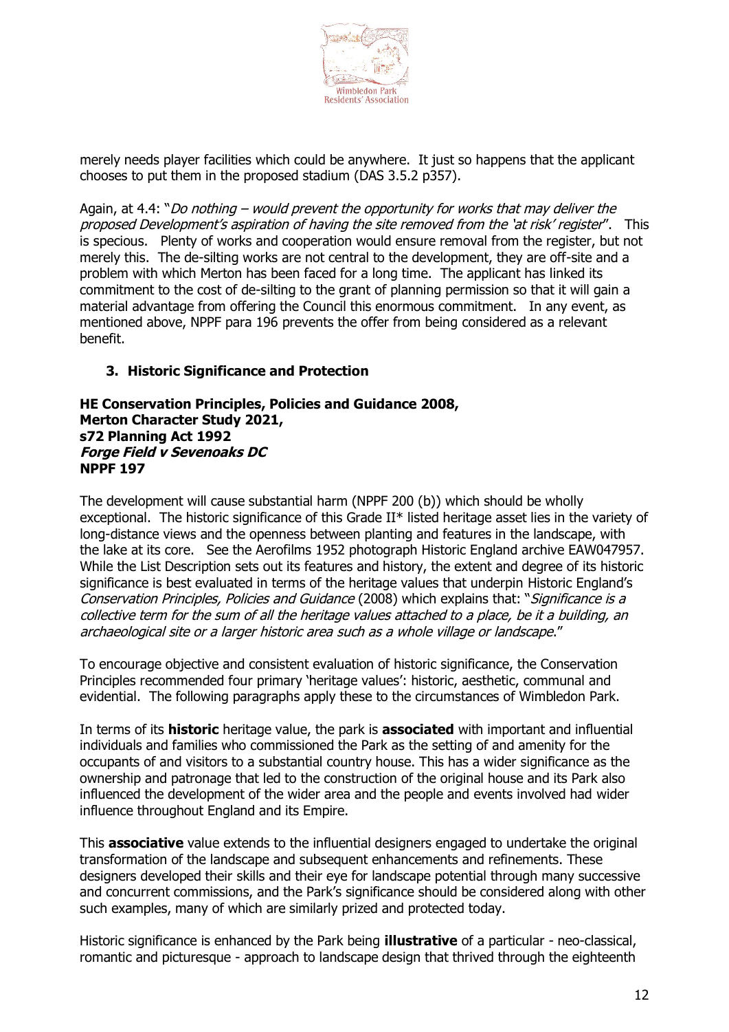merely needs player facilities which could be anywhere. It just so happens that the applicant chooses to put them in the proposed stadium (DAS 3.5.2 p357).

Again, at 4.4: "*Do nothing – would prevent the opportunity for works that may deliver the proposed Development's aspiration of having the site removed from the 'at risk' register*". This is specious. Plenty of works and cooperation would ensure removal from the register, but not merely this. The de-silting works are not central to the development, they are off-site and a problem with which Merton has been faced for a long time. The applicant has linked its commitment to the cost of de-silting to the grant of planning permission so that it will gain a material advantage from offering the Council this enormous commitment. In any event, as mentioned above, NPPF para 196 prevents the offer from being considered as a relevant benefit.

## 3. Historic Significance and Protection

**HE Conservation Principles, Policies and Guidance 2008,**
**Merton Character Study 2021,**
**s72 Planning Act 1992**
***Forge Field v Sevenoaks DC***
**NPPF 197**

The development will cause substantial harm (NPPF 200 (b)) which should be wholly exceptional. The historic significance of this Grade II* listed heritage asset lies in the variety of long-distance views and the openness between planting and features in the landscape, with the lake at its core. See the Aerofilms 1952 photograph Historic England archive EAW047957. While the List Description sets out its features and history, the extent and degree of its historic significance is best evaluated in terms of the heritage values that underpin Historic England's *Conservation Principles, Policies and Guidance* (2008) which explains that: "*Significance is a collective term for the sum of all the heritage values attached to a place, be it a building, an archaeological site or a larger historic area such as a whole village or landscape*."

To encourage objective and consistent evaluation of historic significance, the Conservation Principles recommended four primary 'heritage values': historic, aesthetic, communal and evidential. The following paragraphs apply these to the circumstances of Wimbledon Park.

In terms of its **historic** heritage value, the park is **associated** with important and influential individuals and families who commissioned the Park as the setting of and amenity for the occupants of and visitors to a substantial country house. This has a wider significance as the ownership and patronage that led to the construction of the original house and its Park also influenced the development of the wider area and the people and events involved had wider influence throughout England and its Empire.

This **associative** value extends to the influential designers engaged to undertake the original transformation of the landscape and subsequent enhancements and refinements. These designers developed their skills and their eye for landscape potential through many successive and concurrent commissions, and the Park's significance should be considered along with other such examples, many of which are similarly prized and protected today.

Historic significance is enhanced by the Park being **illustrative** of a particular - neo-classical, romantic and picturesque - approach to landscape design that thrived through the eighteenth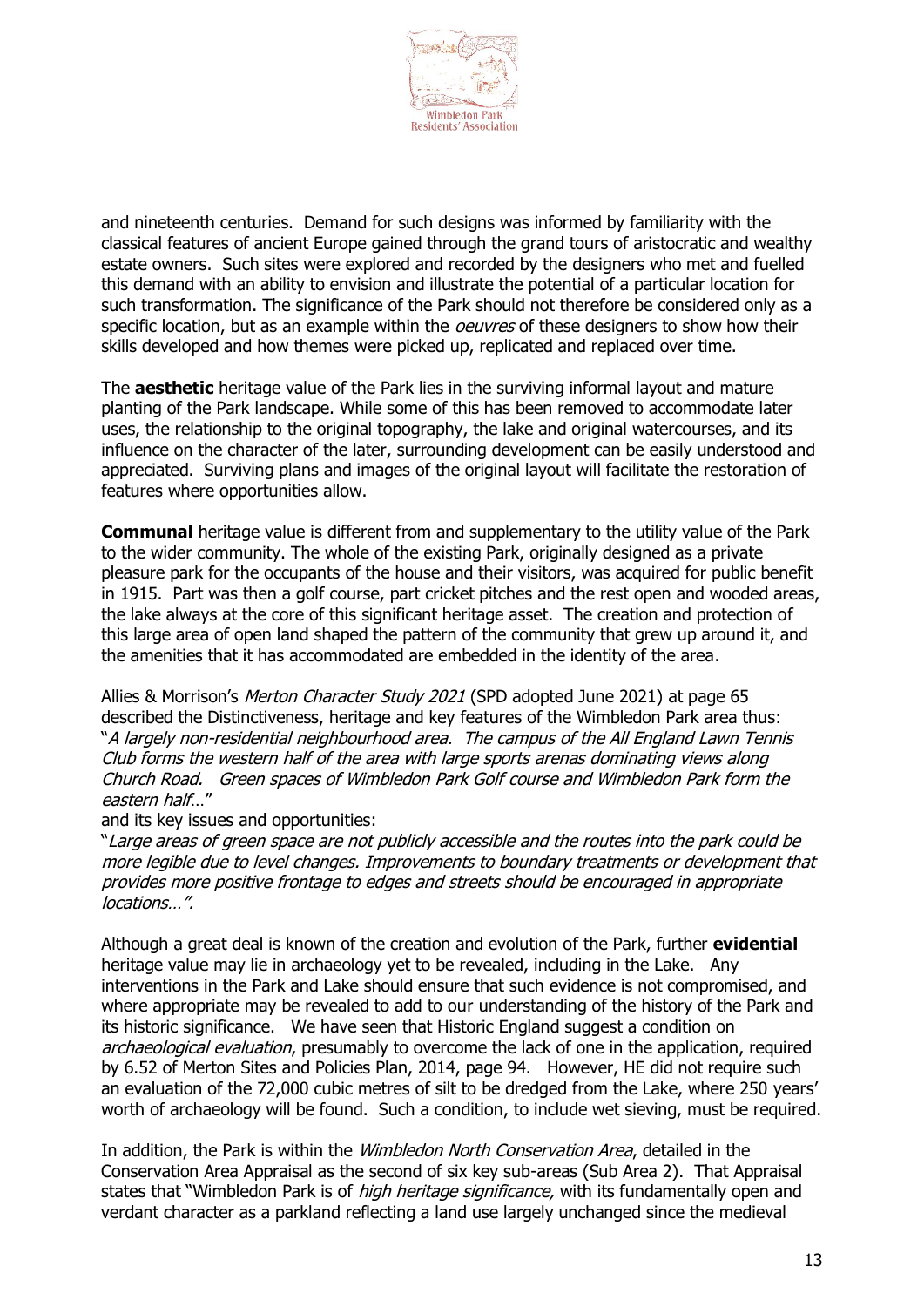and nineteenth centuries. Demand for such designs was informed by familiarity with the classical features of ancient Europe gained through the grand tours of aristocratic and wealthy estate owners. Such sites were explored and recorded by the designers who met and fuelled this demand with an ability to envision and illustrate the potential of a particular location for such transformation. The significance of the Park should not therefore be considered only as a specific location, but as an example within the *oeuvres* of these designers to show how their skills developed and how themes were picked up, replicated and replaced over time.

The **aesthetic** heritage value of the Park lies in the surviving informal layout and mature planting of the Park landscape. While some of this has been removed to accommodate later uses, the relationship to the original topography, the lake and original watercourses, and its influence on the character of the later, surrounding development can be easily understood and appreciated. Surviving plans and images of the original layout will facilitate the restoration of features where opportunities allow.

**Communal** heritage value is different from and supplementary to the utility value of the Park to the wider community. The whole of the existing Park, originally designed as a private pleasure park for the occupants of the house and their visitors, was acquired for public benefit in 1915. Part was then a golf course, part cricket pitches and the rest open and wooded areas, the lake always at the core of this significant heritage asset. The creation and protection of this large area of open land shaped the pattern of the community that grew up around it, and the amenities that it has accommodated are embedded in the identity of the area.

Allies & Morrison's *Merton Character Study 2021* (SPD adopted June 2021) at page 65 described the Distinctiveness, heritage and key features of the Wimbledon Park area thus: "*A largely non-residential neighbourhood area. The campus of the All England Lawn Tennis Club forms the western half of the area with large sports arenas dominating views along Church Road. Green spaces of Wimbledon Park Golf course and Wimbledon Park form the eastern half*…"
and its key issues and opportunities:
"*Large areas of green space are not publicly accessible and the routes into the park could be more legible due to level changes. Improvements to boundary treatments or development that provides more positive frontage to edges and streets should be encouraged in appropriate locations…".*

Although a great deal is known of the creation and evolution of the Park, further **evidential** heritage value may lie in archaeology yet to be revealed, including in the Lake. Any interventions in the Park and Lake should ensure that such evidence is not compromised, and where appropriate may be revealed to add to our understanding of the history of the Park and its historic significance. We have seen that Historic England suggest a condition on *archaeological evaluation*, presumably to overcome the lack of one in the application, required by 6.52 of Merton Sites and Policies Plan, 2014, page 94. However, HE did not require such an evaluation of the 72,000 cubic metres of silt to be dredged from the Lake, where 250 years' worth of archaeology will be found. Such a condition, to include wet sieving, must be required.

In addition, the Park is within the *Wimbledon North Conservation Area*, detailed in the Conservation Area Appraisal as the second of six key sub-areas (Sub Area 2). That Appraisal states that "Wimbledon Park is of *high heritage significance,* with its fundamentally open and verdant character as a parkland reflecting a land use largely unchanged since the medieval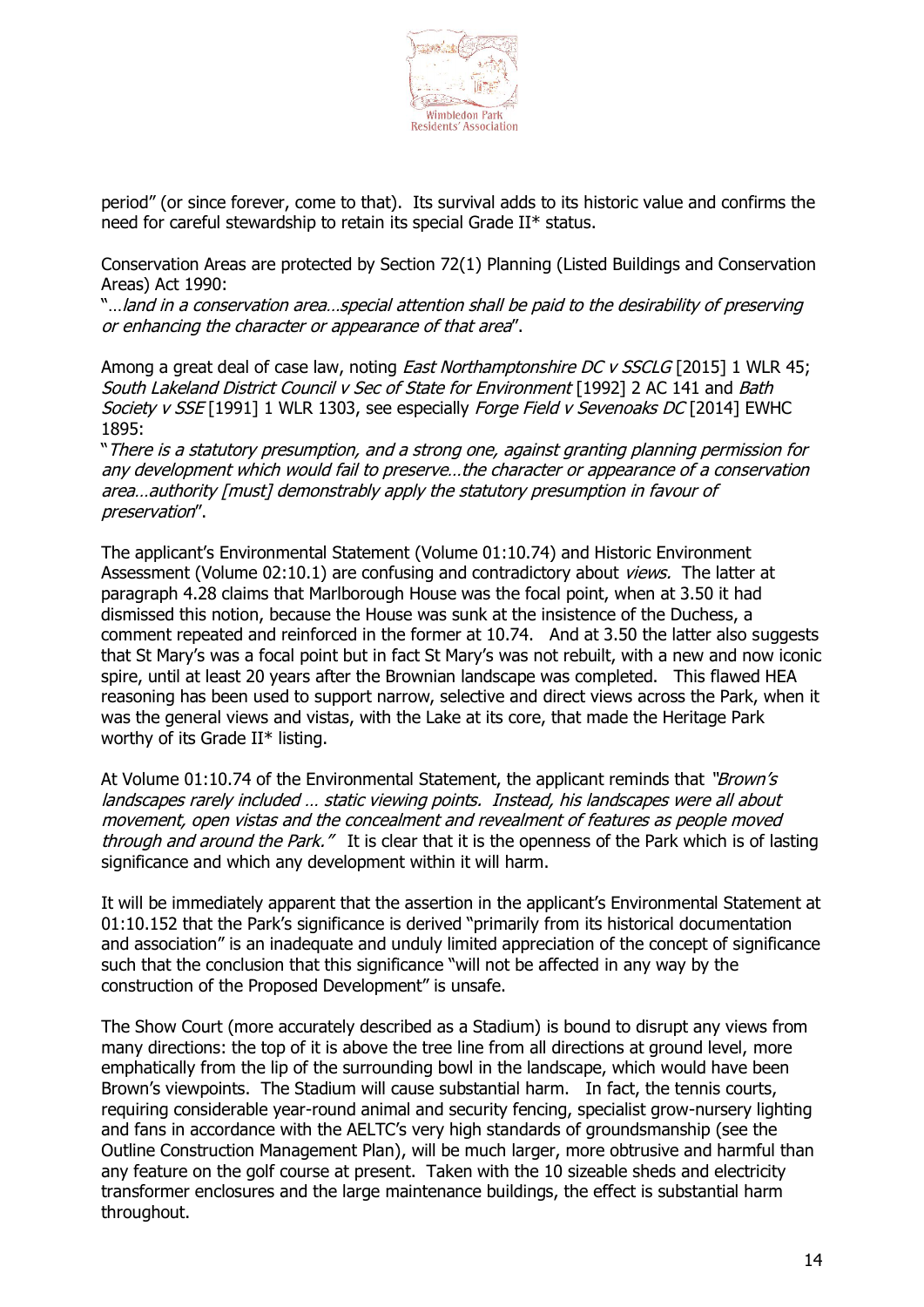period" (or since forever, come to that). Its survival adds to its historic value and confirms the need for careful stewardship to retain its special Grade II* status.

Conservation Areas are protected by Section 72(1) Planning (Listed Buildings and Conservation Areas) Act 1990:

"…*land in a conservation area…special attention shall be paid to the desirability of preserving or enhancing the character or appearance of that area*".

Among a great deal of case law, noting *East Northamptonshire DC v SSCLG* [2015] 1 WLR 45; *South Lakeland District Council v Sec of State for Environment* [1992] 2 AC 141 and *Bath Society v SSE* [1991] 1 WLR 1303, see especially *Forge Field v Sevenoaks DC* [2014] EWHC 1895:

"*There is a statutory presumption, and a strong one, against granting planning permission for any development which would fail to preserve…the character or appearance of a conservation area…authority [must] demonstrably apply the statutory presumption in favour of preservation*".

The applicant's Environmental Statement (Volume 01:10.74) and Historic Environment Assessment (Volume 02:10.1) are confusing and contradictory about *views.* The latter at paragraph 4.28 claims that Marlborough House was the focal point, when at 3.50 it had dismissed this notion, because the House was sunk at the insistence of the Duchess, a comment repeated and reinforced in the former at 10.74. And at 3.50 the latter also suggests that St Mary's was a focal point but in fact St Mary's was not rebuilt, with a new and now iconic spire, until at least 20 years after the Brownian landscape was completed. This flawed HEA reasoning has been used to support narrow, selective and direct views across the Park, when it was the general views and vistas, with the Lake at its core, that made the Heritage Park worthy of its Grade II* listing.

At Volume 01:10.74 of the Environmental Statement, the applicant reminds that *"Brown's landscapes rarely included … static viewing points. Instead, his landscapes were all about movement, open vistas and the concealment and revealment of features as people moved through and around the Park."* It is clear that it is the openness of the Park which is of lasting significance and which any development within it will harm.

It will be immediately apparent that the assertion in the applicant's Environmental Statement at 01:10.152 that the Park's significance is derived "primarily from its historical documentation and association" is an inadequate and unduly limited appreciation of the concept of significance such that the conclusion that this significance "will not be affected in any way by the construction of the Proposed Development" is unsafe.

The Show Court (more accurately described as a Stadium) is bound to disrupt any views from many directions: the top of it is above the tree line from all directions at ground level, more emphatically from the lip of the surrounding bowl in the landscape, which would have been Brown's viewpoints. The Stadium will cause substantial harm. In fact, the tennis courts, requiring considerable year-round animal and security fencing, specialist grow-nursery lighting and fans in accordance with the AELTC's very high standards of groundsmanship (see the Outline Construction Management Plan), will be much larger, more obtrusive and harmful than any feature on the golf course at present. Taken with the 10 sizeable sheds and electricity transformer enclosures and the large maintenance buildings, the effect is substantial harm throughout.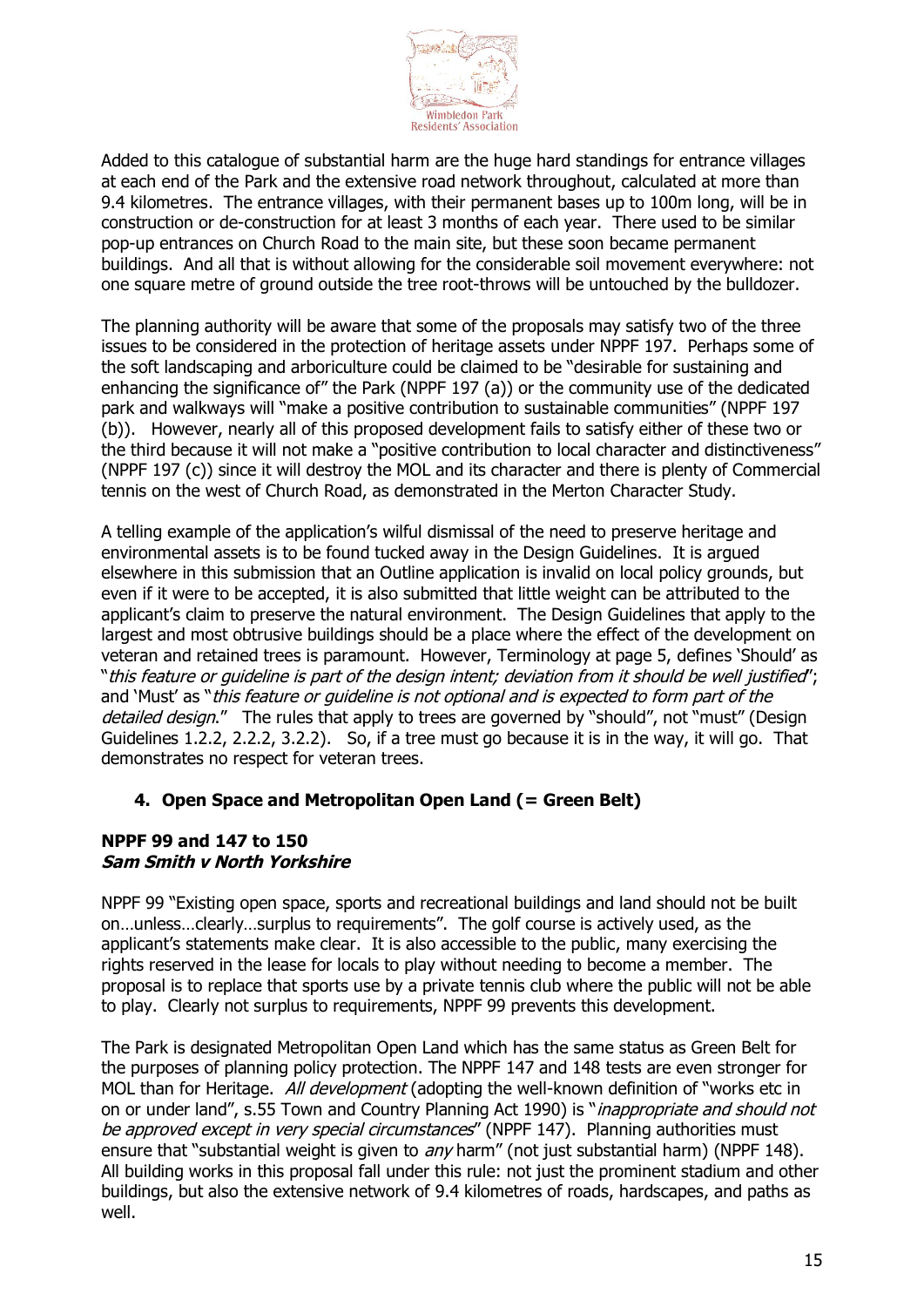Added to this catalogue of substantial harm are the huge hard standings for entrance villages at each end of the Park and the extensive road network throughout, calculated at more than 9.4 kilometres. The entrance villages, with their permanent bases up to 100m long, will be in construction or de-construction for at least 3 months of each year. There used to be similar pop-up entrances on Church Road to the main site, but these soon became permanent buildings. And all that is without allowing for the considerable soil movement everywhere: not one square metre of ground outside the tree root-throws will be untouched by the bulldozer.

The planning authority will be aware that some of the proposals may satisfy two of the three issues to be considered in the protection of heritage assets under NPPF 197. Perhaps some of the soft landscaping and arboriculture could be claimed to be "desirable for sustaining and enhancing the significance of" the Park (NPPF 197 (a)) or the community use of the dedicated park and walkways will "make a positive contribution to sustainable communities" (NPPF 197 (b)). However, nearly all of this proposed development fails to satisfy either of these two or the third because it will not make a "positive contribution to local character and distinctiveness" (NPPF 197 (c)) since it will destroy the MOL and its character and there is plenty of Commercial tennis on the west of Church Road, as demonstrated in the Merton Character Study.

A telling example of the application's wilful dismissal of the need to preserve heritage and environmental assets is to be found tucked away in the Design Guidelines. It is argued elsewhere in this submission that an Outline application is invalid on local policy grounds, but even if it were to be accepted, it is also submitted that little weight can be attributed to the applicant's claim to preserve the natural environment. The Design Guidelines that apply to the largest and most obtrusive buildings should be a place where the effect of the development on veteran and retained trees is paramount. However, Terminology at page 5, defines 'Should' as "*this feature or guideline is part of the design intent; deviation from it should be well justified*"; and 'Must' as "*this feature or guideline is not optional and is expected to form part of the detailed design*." The rules that apply to trees are governed by "should", not "must" (Design Guidelines 1.2.2, 2.2.2, 3.2.2). So, if a tree must go because it is in the way, it will go. That demonstrates no respect for veteran trees.

### 4. Open Space and Metropolitan Open Land (= Green Belt)

**NPPF 99 and 147 to 150**
***Sam Smith v North Yorkshire***

NPPF 99 "Existing open space, sports and recreational buildings and land should not be built on…unless…clearly…surplus to requirements". The golf course is actively used, as the applicant's statements make clear. It is also accessible to the public, many exercising the rights reserved in the lease for locals to play without needing to become a member. The proposal is to replace that sports use by a private tennis club where the public will not be able to play. Clearly not surplus to requirements, NPPF 99 prevents this development.

The Park is designated Metropolitan Open Land which has the same status as Green Belt for the purposes of planning policy protection. The NPPF 147 and 148 tests are even stronger for MOL than for Heritage. *All development* (adopting the well-known definition of "works etc in on or under land", s.55 Town and Country Planning Act 1990) is "*inappropriate and should not be approved except in very special circumstances*" (NPPF 147). Planning authorities must ensure that "substantial weight is given to *any* harm" (not just substantial harm) (NPPF 148). All building works in this proposal fall under this rule: not just the prominent stadium and other buildings, but also the extensive network of 9.4 kilometres of roads, hardscapes, and paths as well.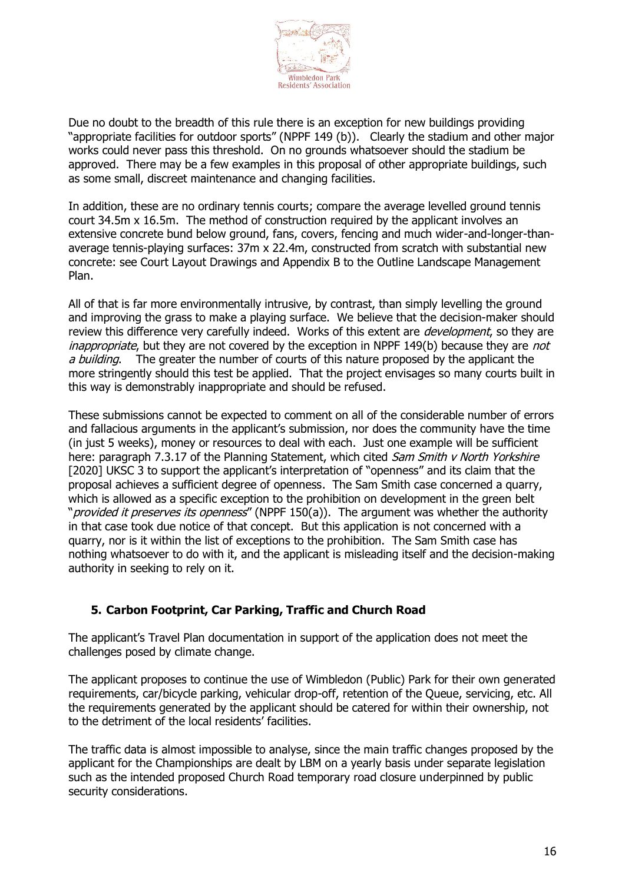Due no doubt to the breadth of this rule there is an exception for new buildings providing "appropriate facilities for outdoor sports" (NPPF 149 (b)). Clearly the stadium and other major works could never pass this threshold. On no grounds whatsoever should the stadium be approved. There may be a few examples in this proposal of other appropriate buildings, such as some small, discreet maintenance and changing facilities.

In addition, these are no ordinary tennis courts; compare the average levelled ground tennis court 34.5m x 16.5m. The method of construction required by the applicant involves an extensive concrete bund below ground, fans, covers, fencing and much wider-and-longer-than-average tennis-playing surfaces: 37m x 22.4m, constructed from scratch with substantial new concrete: see Court Layout Drawings and Appendix B to the Outline Landscape Management Plan.

All of that is far more environmentally intrusive, by contrast, than simply levelling the ground and improving the grass to make a playing surface. We believe that the decision-maker should review this difference very carefully indeed. Works of this extent are *development*, so they are *inappropriate*, but they are not covered by the exception in NPPF 149(b) because they are *not a building*. The greater the number of courts of this nature proposed by the applicant the more stringently should this test be applied. That the project envisages so many courts built in this way is demonstrably inappropriate and should be refused.

These submissions cannot be expected to comment on all of the considerable number of errors and fallacious arguments in the applicant's submission, nor does the community have the time (in just 5 weeks), money or resources to deal with each. Just one example will be sufficient here: paragraph 7.3.17 of the Planning Statement, which cited *Sam Smith v North Yorkshire* [2020] UKSC 3 to support the applicant's interpretation of "openness" and its claim that the proposal achieves a sufficient degree of openness. The Sam Smith case concerned a quarry, which is allowed as a specific exception to the prohibition on development in the green belt "*provided it preserves its openness*" (NPPF 150(a)). The argument was whether the authority in that case took due notice of that concept. But this application is not concerned with a quarry, nor is it within the list of exceptions to the prohibition. The Sam Smith case has nothing whatsoever to do with it, and the applicant is misleading itself and the decision-making authority in seeking to rely on it.

## 5. Carbon Footprint, Car Parking, Traffic and Church Road

The applicant's Travel Plan documentation in support of the application does not meet the challenges posed by climate change.

The applicant proposes to continue the use of Wimbledon (Public) Park for their own generated requirements, car/bicycle parking, vehicular drop-off, retention of the Queue, servicing, etc. All the requirements generated by the applicant should be catered for within their ownership, not to the detriment of the local residents' facilities.

The traffic data is almost impossible to analyse, since the main traffic changes proposed by the applicant for the Championships are dealt by LBM on a yearly basis under separate legislation such as the intended proposed Church Road temporary road closure underpinned by public security considerations.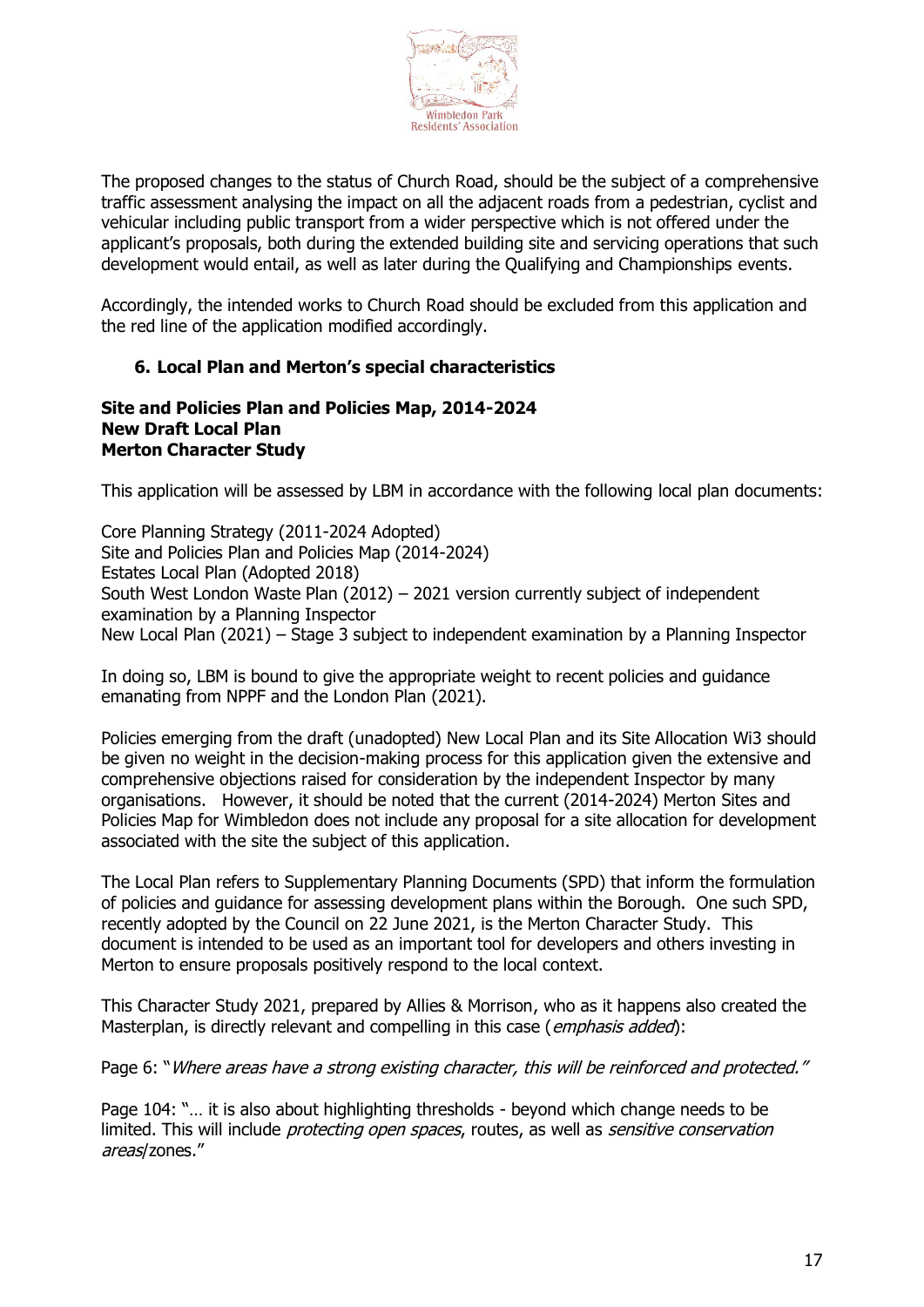The proposed changes to the status of Church Road, should be the subject of a comprehensive traffic assessment analysing the impact on all the adjacent roads from a pedestrian, cyclist and vehicular including public transport from a wider perspective which is not offered under the applicant's proposals, both during the extended building site and servicing operations that such development would entail, as well as later during the Qualifying and Championships events.

Accordingly, the intended works to Church Road should be excluded from this application and the red line of the application modified accordingly.

### 6. Local Plan and Merton's special characteristics

**Site and Policies Plan and Policies Map, 2014-2024**
**New Draft Local Plan**
**Merton Character Study**

This application will be assessed by LBM in accordance with the following local plan documents:

Core Planning Strategy (2011-2024 Adopted)
Site and Policies Plan and Policies Map (2014-2024)
Estates Local Plan (Adopted 2018)
South West London Waste Plan (2012) – 2021 version currently subject of independent examination by a Planning Inspector
New Local Plan (2021) – Stage 3 subject to independent examination by a Planning Inspector

In doing so, LBM is bound to give the appropriate weight to recent policies and guidance emanating from NPPF and the London Plan (2021).

Policies emerging from the draft (unadopted) New Local Plan and its Site Allocation Wi3 should be given no weight in the decision-making process for this application given the extensive and comprehensive objections raised for consideration by the independent Inspector by many organisations. However, it should be noted that the current (2014-2024) Merton Sites and Policies Map for Wimbledon does not include any proposal for a site allocation for development associated with the site the subject of this application.

The Local Plan refers to Supplementary Planning Documents (SPD) that inform the formulation of policies and guidance for assessing development plans within the Borough. One such SPD, recently adopted by the Council on 22 June 2021, is the Merton Character Study. This document is intended to be used as an important tool for developers and others investing in Merton to ensure proposals positively respond to the local context.

This Character Study 2021, prepared by Allies & Morrison, who as it happens also created the Masterplan, is directly relevant and compelling in this case (*emphasis added*):

Page 6: "*Where areas have a strong existing character, this will be reinforced and protected.*"

Page 104: "… it is also about highlighting thresholds - beyond which change needs to be limited. This will include *protecting open spaces*, routes, as well as *sensitive conservation areas*/zones."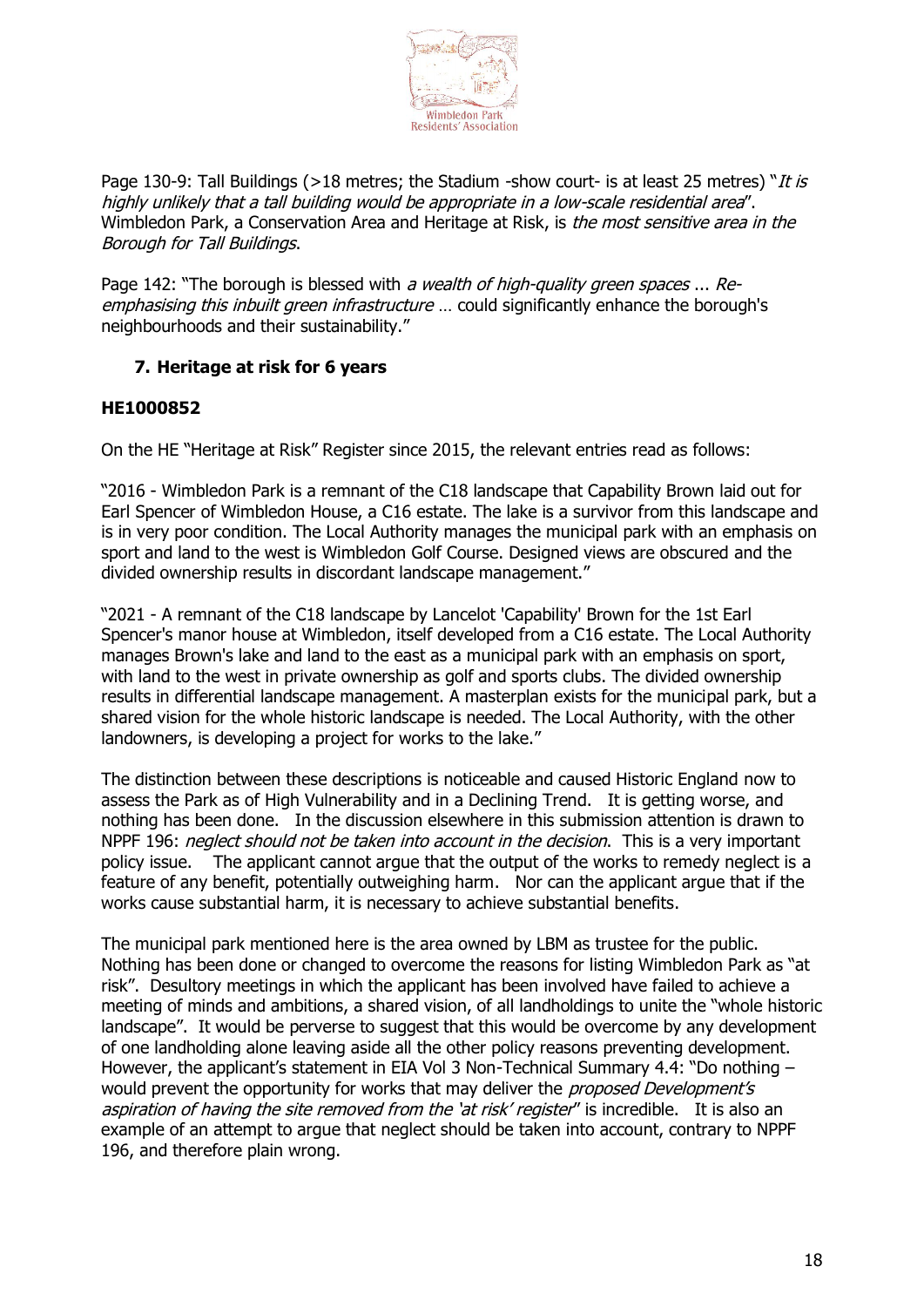Page 130-9: Tall Buildings (>18 metres; the Stadium -show court- is at least 25 metres) "*It is highly unlikely that a tall building would be appropriate in a low-scale residential area*". Wimbledon Park, a Conservation Area and Heritage at Risk, is *the most sensitive area in the Borough for Tall Buildings*.

Page 142: "The borough is blessed with *a wealth of high-quality green spaces ... Re-emphasising this inbuilt green infrastructure* … could significantly enhance the borough's neighbourhoods and their sustainability."

## 7. Heritage at risk for 6 years

### HE1000852

On the HE "Heritage at Risk" Register since 2015, the relevant entries read as follows:

"2016 - Wimbledon Park is a remnant of the C18 landscape that Capability Brown laid out for Earl Spencer of Wimbledon House, a C16 estate. The lake is a survivor from this landscape and is in very poor condition. The Local Authority manages the municipal park with an emphasis on sport and land to the west is Wimbledon Golf Course. Designed views are obscured and the divided ownership results in discordant landscape management."

"2021 - A remnant of the C18 landscape by Lancelot 'Capability' Brown for the 1st Earl Spencer's manor house at Wimbledon, itself developed from a C16 estate. The Local Authority manages Brown's lake and land to the east as a municipal park with an emphasis on sport, with land to the west in private ownership as golf and sports clubs. The divided ownership results in differential landscape management. A masterplan exists for the municipal park, but a shared vision for the whole historic landscape is needed. The Local Authority, with the other landowners, is developing a project for works to the lake."

The distinction between these descriptions is noticeable and caused Historic England now to assess the Park as of High Vulnerability and in a Declining Trend. It is getting worse, and nothing has been done. In the discussion elsewhere in this submission attention is drawn to NPPF 196: *neglect should not be taken into account in the decision*. This is a very important policy issue. The applicant cannot argue that the output of the works to remedy neglect is a feature of any benefit, potentially outweighing harm. Nor can the applicant argue that if the works cause substantial harm, it is necessary to achieve substantial benefits.

The municipal park mentioned here is the area owned by LBM as trustee for the public. Nothing has been done or changed to overcome the reasons for listing Wimbledon Park as "at risk". Desultory meetings in which the applicant has been involved have failed to achieve a meeting of minds and ambitions, a shared vision, of all landholdings to unite the "whole historic landscape". It would be perverse to suggest that this would be overcome by any development of one landholding alone leaving aside all the other policy reasons preventing development. However, the applicant's statement in EIA Vol 3 Non-Technical Summary 4.4: "Do nothing – would prevent the opportunity for works that may deliver the *proposed Development's aspiration of having the site removed from the 'at risk' register*" is incredible. It is also an example of an attempt to argue that neglect should be taken into account, contrary to NPPF 196, and therefore plain wrong.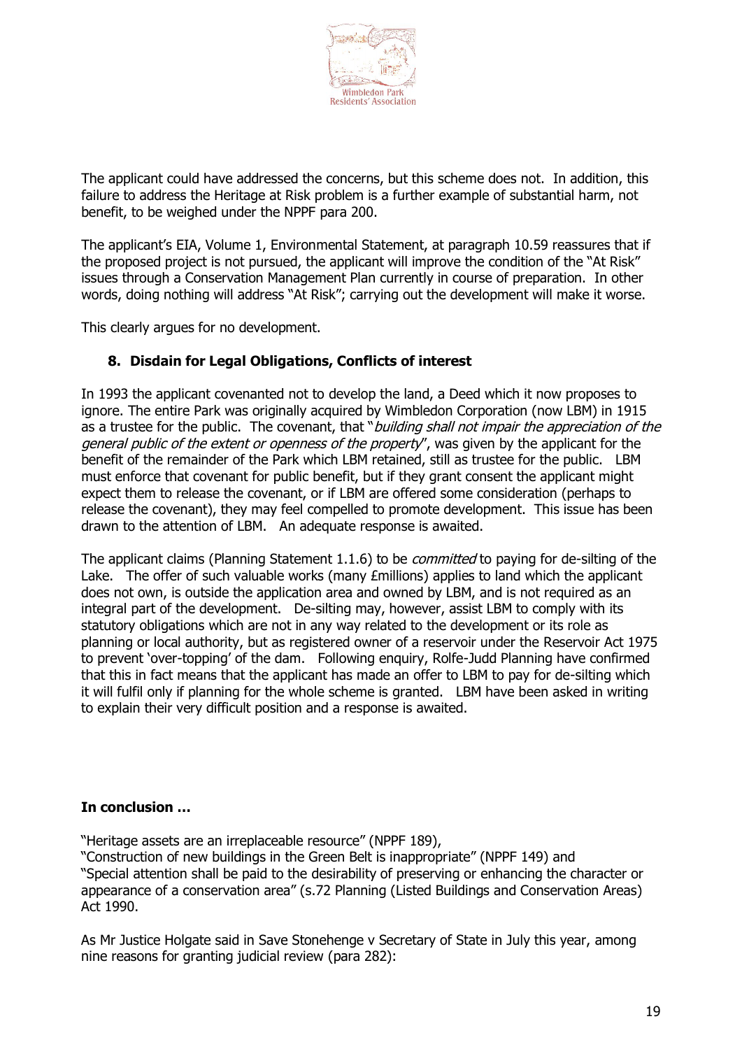The applicant could have addressed the concerns, but this scheme does not. In addition, this failure to address the Heritage at Risk problem is a further example of substantial harm, not benefit, to be weighed under the NPPF para 200.

The applicant's EIA, Volume 1, Environmental Statement, at paragraph 10.59 reassures that if the proposed project is not pursued, the applicant will improve the condition of the "At Risk" issues through a Conservation Management Plan currently in course of preparation. In other words, doing nothing will address "At Risk"; carrying out the development will make it worse.

This clearly argues for no development.

## 8. Disdain for Legal Obligations, Conflicts of interest

In 1993 the applicant covenanted not to develop the land, a Deed which it now proposes to ignore. The entire Park was originally acquired by Wimbledon Corporation (now LBM) in 1915 as a trustee for the public. The covenant, that "*building shall not impair the appreciation of the general public of the extent or openness of the property*", was given by the applicant for the benefit of the remainder of the Park which LBM retained, still as trustee for the public. LBM must enforce that covenant for public benefit, but if they grant consent the applicant might expect them to release the covenant, or if LBM are offered some consideration (perhaps to release the covenant), they may feel compelled to promote development. This issue has been drawn to the attention of LBM. An adequate response is awaited.

The applicant claims (Planning Statement 1.1.6) to be *committed* to paying for de-silting of the Lake. The offer of such valuable works (many £millions) applies to land which the applicant does not own, is outside the application area and owned by LBM, and is not required as an integral part of the development. De-silting may, however, assist LBM to comply with its statutory obligations which are not in any way related to the development or its role as planning or local authority, but as registered owner of a reservoir under the Reservoir Act 1975 to prevent 'over-topping' of the dam. Following enquiry, Rolfe-Judd Planning have confirmed that this in fact means that the applicant has made an offer to LBM to pay for de-silting which it will fulfil only if planning for the whole scheme is granted. LBM have been asked in writing to explain their very difficult position and a response is awaited.

**In conclusion …**

"Heritage assets are an irreplaceable resource" (NPPF 189),
"Construction of new buildings in the Green Belt is inappropriate" (NPPF 149) and
"Special attention shall be paid to the desirability of preserving or enhancing the character or appearance of a conservation area" (s.72 Planning (Listed Buildings and Conservation Areas) Act 1990.

As Mr Justice Holgate said in Save Stonehenge v Secretary of State in July this year, among nine reasons for granting judicial review (para 282):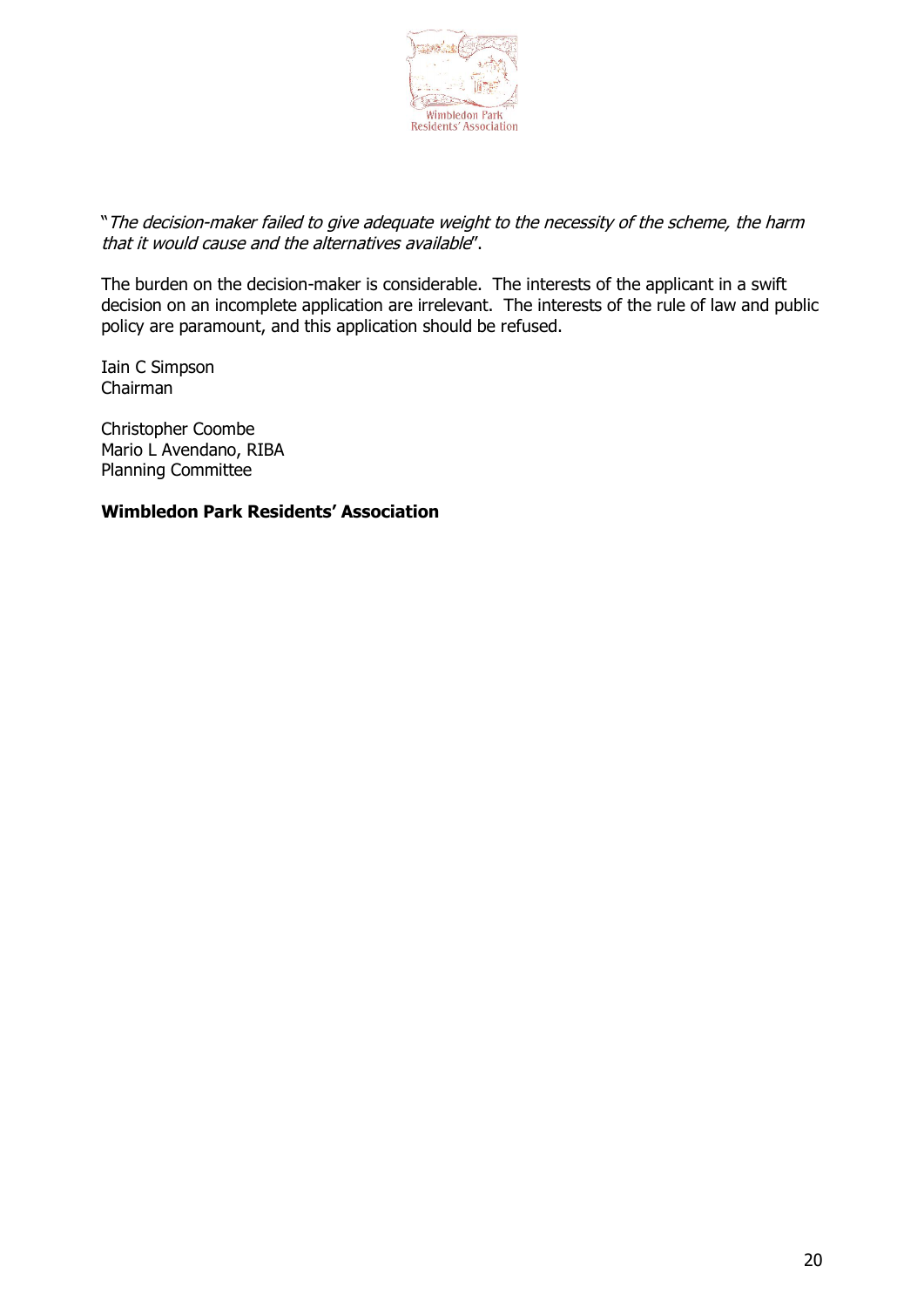"*The decision-maker failed to give adequate weight to the necessity of the scheme, the harm that it would cause and the alternatives available*".

The burden on the decision-maker is considerable. The interests of the applicant in a swift decision on an incomplete application are irrelevant. The interests of the rule of law and public policy are paramount, and this application should be refused.

Iain C Simpson
Chairman

Christopher Coombe
Mario L Avendano, RIBA
Planning Committee

**Wimbledon Park Residents' Association**